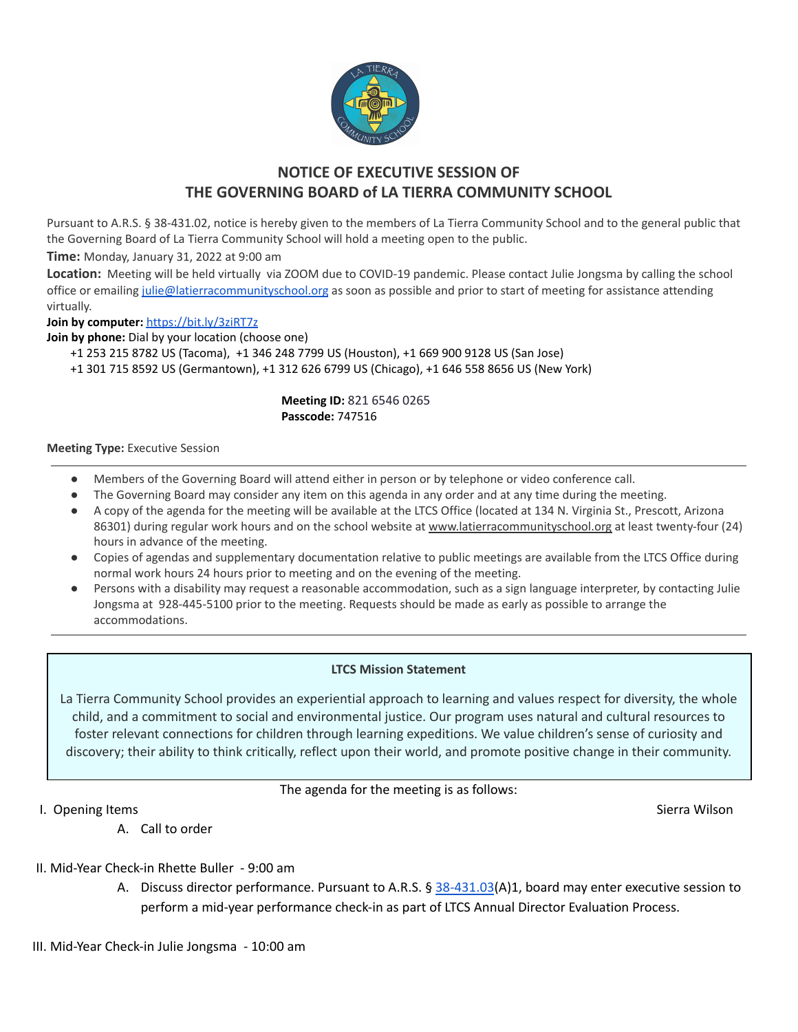# NOTICE OF EXECUTIVE SESSION OF THE GOVERNING BOARD of LA TIERRA COMMUNITY SCHOOL

Pursuant to A.R.S. § 38-431.02, notice is hereby given to the members of La Tierra Community School and to the general public that the Governing Board of La Tierra Community School will hold a meeting open to the public.

**Time:** Monday, January 31, 2022 at 9:00 am

**Location:** Meeting will be held virtually via ZOOM due to COVID-19 pandemic. Please contact Julie Jongsma by calling the school office or emailing julie@latierracommunityschool.org as soon as possible and prior to start of meeting for assistance attending virtually.

**Join by computer:** https://bit.ly/3ziRT7z

**Join by phone:** Dial by your location (choose one)

+1 253 215 8782 US (Tacoma), +1 346 248 7799 US (Houston), +1 669 900 9128 US (San Jose)
+1 301 715 8592 US (Germantown), +1 312 626 6799 US (Chicago), +1 646 558 8656 US (New York)

**Meeting ID:** 821 6546 0265
**Passcode:** 747516

**Meeting Type:** Executive Session

---

- Members of the Governing Board will attend either in person or by telephone or video conference call.
- The Governing Board may consider any item on this agenda in any order and at any time during the meeting.
- A copy of the agenda for the meeting will be available at the LTCS Office (located at 134 N. Virginia St., Prescott, Arizona 86301) during regular work hours and on the school website at www.latierracommunityschool.org at least twenty-four (24) hours in advance of the meeting.
- Copies of agendas and supplementary documentation relative to public meetings are available from the LTCS Office during normal work hours 24 hours prior to meeting and on the evening of the meeting.
- Persons with a disability may request a reasonable accommodation, such as a sign language interpreter, by contacting Julie Jongsma at 928-445-5100 prior to the meeting. Requests should be made as early as possible to arrange the accommodations.

---

**LTCS Mission Statement**

La Tierra Community School provides an experiential approach to learning and values respect for diversity, the whole child, and a commitment to social and environmental justice. Our program uses natural and cultural resources to foster relevant connections for children through learning expeditions. We value children's sense of curiosity and discovery; their ability to think critically, reflect upon their world, and promote positive change in their community.

The agenda for the meeting is as follows:

I. Opening Items — Sierra Wilson

   A. Call to order

II. Mid-Year Check-in Rhette Buller - 9:00 am

   A. Discuss director performance. Pursuant to A.R.S. § 38-431.03(A)1, board may enter executive session to perform a mid-year performance check-in as part of LTCS Annual Director Evaluation Process.

III. Mid-Year Check-in Julie Jongsma - 10:00 am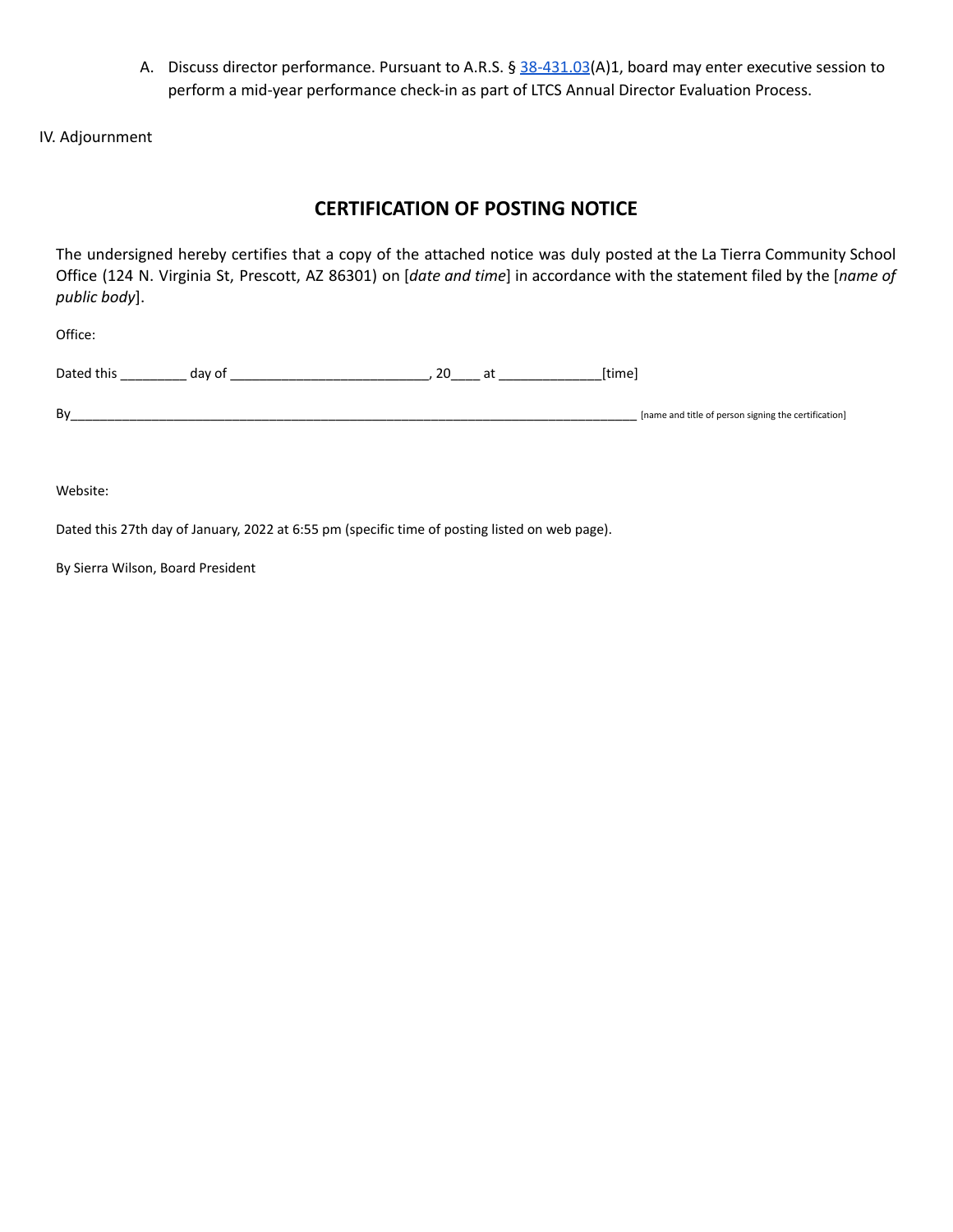A. Discuss director performance. Pursuant to A.R.S. § 38-431.03(A)1, board may enter executive session to perform a mid-year performance check-in as part of LTCS Annual Director Evaluation Process.

IV. Adjournment

## CERTIFICATION OF POSTING NOTICE

The undersigned hereby certifies that a copy of the attached notice was duly posted at the La Tierra Community School Office (124 N. Virginia St, Prescott, AZ 86301) on [*date and time*] in accordance with the statement filed by the [*name of public body*].

Office:

Dated this _________ day of ___________________________, 20____ at ______________[time]

By_________________________________________________________________________________ [name and title of person signing the certification]

Website:

Dated this 27th day of January, 2022 at 6:55 pm (specific time of posting listed on web page).

By Sierra Wilson, Board President